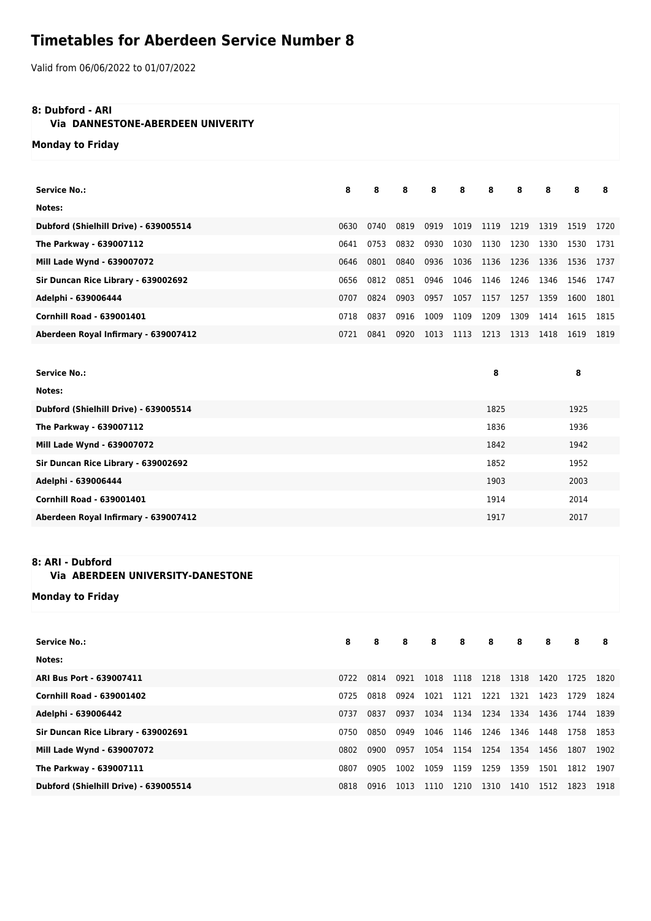# Timetables for Aberdeen Service Number 8

Valid from 06/06/2022 to 01/07/2022

**8: Dubford - ARI**
**Via DANNESTONE-ABERDEEN UNIVERITY**

**Monday to Friday**

| Service No.: | 8 | 8 | 8 | 8 | 8 | 8 | 8 | 8 | 8 | 8 |
|---|---|---|---|---|---|---|---|---|---|---|
| Notes: | | | | | | | | | | |
| Dubford (Shielhill Drive) - 639005514 | 0630 | 0740 | 0819 | 0919 | 1019 | 1119 | 1219 | 1319 | 1519 | 1720 |
| The Parkway - 639007112 | 0641 | 0753 | 0832 | 0930 | 1030 | 1130 | 1230 | 1330 | 1530 | 1731 |
| Mill Lade Wynd - 639007072 | 0646 | 0801 | 0840 | 0936 | 1036 | 1136 | 1236 | 1336 | 1536 | 1737 |
| Sir Duncan Rice Library - 639002692 | 0656 | 0812 | 0851 | 0946 | 1046 | 1146 | 1246 | 1346 | 1546 | 1747 |
| Adelphi - 639006444 | 0707 | 0824 | 0903 | 0957 | 1057 | 1157 | 1257 | 1359 | 1600 | 1801 |
| Cornhill Road - 639001401 | 0718 | 0837 | 0916 | 1009 | 1109 | 1209 | 1309 | 1414 | 1615 | 1815 |
| Aberdeen Royal Infirmary - 639007412 | 0721 | 0841 | 0920 | 1013 | 1113 | 1213 | 1313 | 1418 | 1619 | 1819 |

| Service No.: | 8 | 8 |
|---|---|---|
| Notes: | | |
| Dubford (Shielhill Drive) - 639005514 | 1825 | 1925 |
| The Parkway - 639007112 | 1836 | 1936 |
| Mill Lade Wynd - 639007072 | 1842 | 1942 |
| Sir Duncan Rice Library - 639002692 | 1852 | 1952 |
| Adelphi - 639006444 | 1903 | 2003 |
| Cornhill Road - 639001401 | 1914 | 2014 |
| Aberdeen Royal Infirmary - 639007412 | 1917 | 2017 |

**8: ARI - Dubford**
**Via ABERDEEN UNIVERSITY-DANESTONE**

**Monday to Friday**

| Service No.: | 8 | 8 | 8 | 8 | 8 | 8 | 8 | 8 | 8 | 8 |
|---|---|---|---|---|---|---|---|---|---|---|
| Notes: | | | | | | | | | | |
| ARI Bus Port - 639007411 | 0722 | 0814 | 0921 | 1018 | 1118 | 1218 | 1318 | 1420 | 1725 | 1820 |
| Cornhill Road - 639001402 | 0725 | 0818 | 0924 | 1021 | 1121 | 1221 | 1321 | 1423 | 1729 | 1824 |
| Adelphi - 639006442 | 0737 | 0837 | 0937 | 1034 | 1134 | 1234 | 1334 | 1436 | 1744 | 1839 |
| Sir Duncan Rice Library - 639002691 | 0750 | 0850 | 0949 | 1046 | 1146 | 1246 | 1346 | 1448 | 1758 | 1853 |
| Mill Lade Wynd - 639007072 | 0802 | 0900 | 0957 | 1054 | 1154 | 1254 | 1354 | 1456 | 1807 | 1902 |
| The Parkway - 639007111 | 0807 | 0905 | 1002 | 1059 | 1159 | 1259 | 1359 | 1501 | 1812 | 1907 |
| Dubford (Shielhill Drive) - 639005514 | 0818 | 0916 | 1013 | 1110 | 1210 | 1310 | 1410 | 1512 | 1823 | 1918 |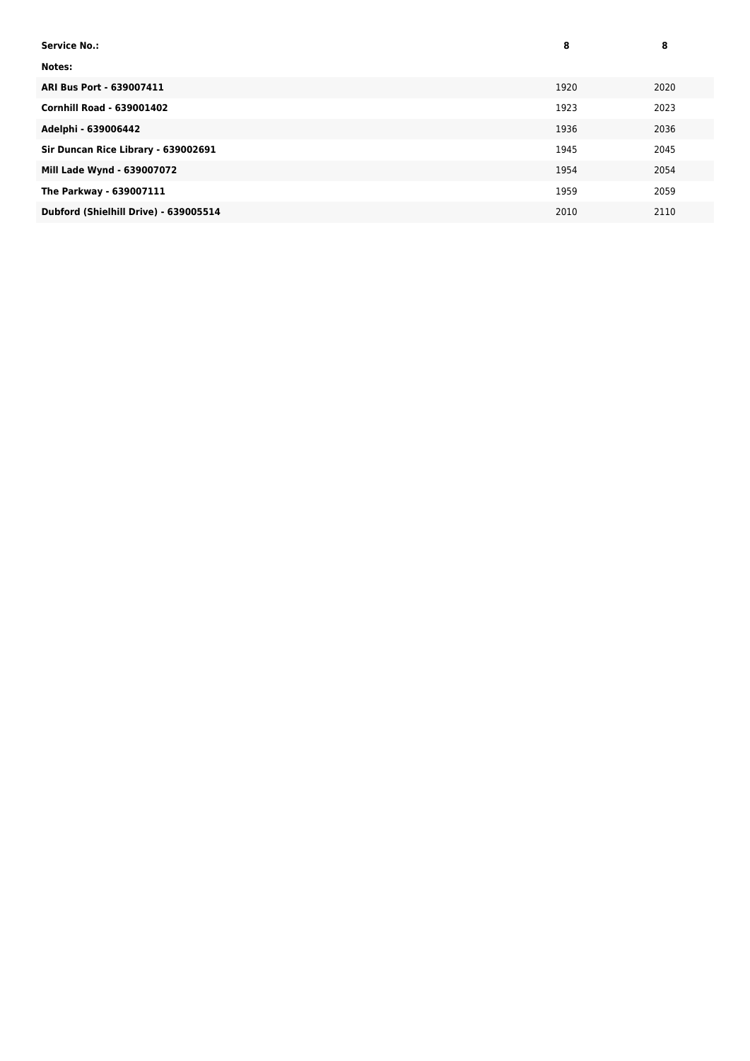| Service No.: | 8 | 8 |
| --- | --- | --- |
| Notes: | | |
| ARI Bus Port - 639007411 | 1920 | 2020 |
| Cornhill Road - 639001402 | 1923 | 2023 |
| Adelphi - 639006442 | 1936 | 2036 |
| Sir Duncan Rice Library - 639002691 | 1945 | 2045 |
| Mill Lade Wynd - 639007072 | 1954 | 2054 |
| The Parkway - 639007111 | 1959 | 2059 |
| Dubford (Shielhill Drive) - 639005514 | 2010 | 2110 |